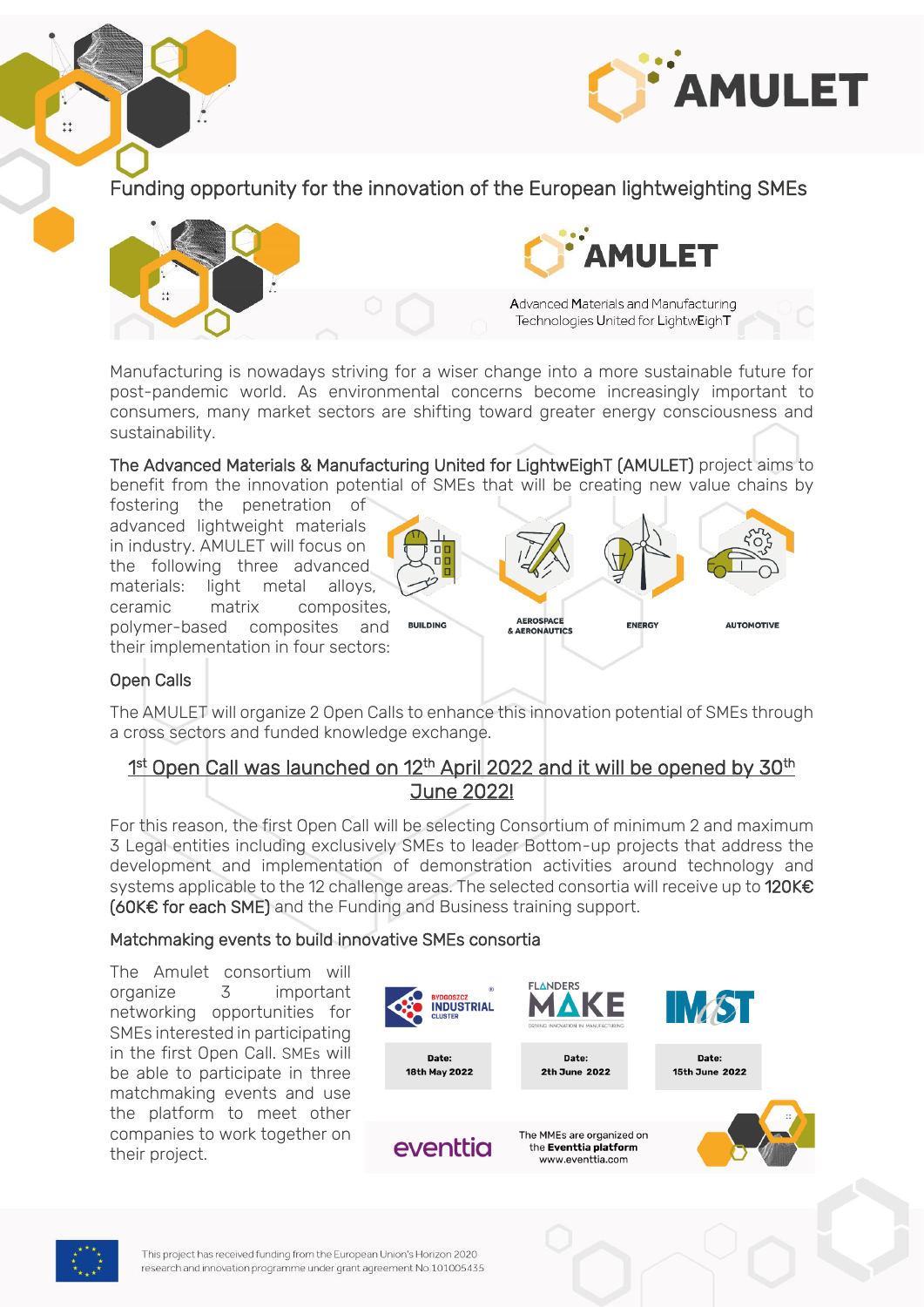# Funding opportunity for the innovation of the European lightweighting SMEs

AMULET

Advanced Materials and Manufacturing Technologies United for LightwEighT

Manufacturing is nowadays striving for a wiser change into a more sustainable future for post-pandemic world. As environmental concerns become increasingly important to consumers, many market sectors are shifting toward greater energy consciousness and sustainability.

The Advanced Materials & Manufacturing United for LightwEighT (AMULET) project aims to benefit from the innovation potential of SMEs that will be creating new value chains by fostering the penetration of advanced lightweight materials in industry. AMULET will focus on the following three advanced materials: light metal alloys, ceramic matrix composites, polymer-based composites and their implementation in four sectors:

BUILDING | AEROSPACE & AERONAUTICS | ENERGY | AUTOMOTIVE

## Open Calls

The AMULET will organize 2 Open Calls to enhance this innovation potential of SMEs through a cross sectors and funded knowledge exchange.

**1st Open Call was launched on 12th April 2022 and it will be opened by 30th June 2022!**

For this reason, the first Open Call will be selecting Consortium of minimum 2 and maximum 3 Legal entities including exclusively SMEs to leader Bottom-up projects that address the development and implementation of demonstration activities around technology and systems applicable to the 12 challenge areas. The selected consortia will receive up to **120K€ (60K€ for each SME)** and the Funding and Business training support.

## Matchmaking events to build innovative SMEs consortia

The Amulet consortium will organize 3 important networking opportunities for SMEs interested in participating in the first Open Call. SMEs will be able to participate in three matchmaking events and use the platform to meet other companies to work together on their project.

| BYDGOSZCZ INDUSTRIAL CLUSTER | FLANDERS MAKE | IMAST |
|---|---|---|
| Date: 18th May 2022 | Date: 2th June 2022 | Date: 15th June 2022 |

eventtia — The MMEs are organized on the **Eventtia platform** www.eventtia.com

This project has received funding from the European Union's Horizon 2020 research and innovation programme under grant agreement No 101005435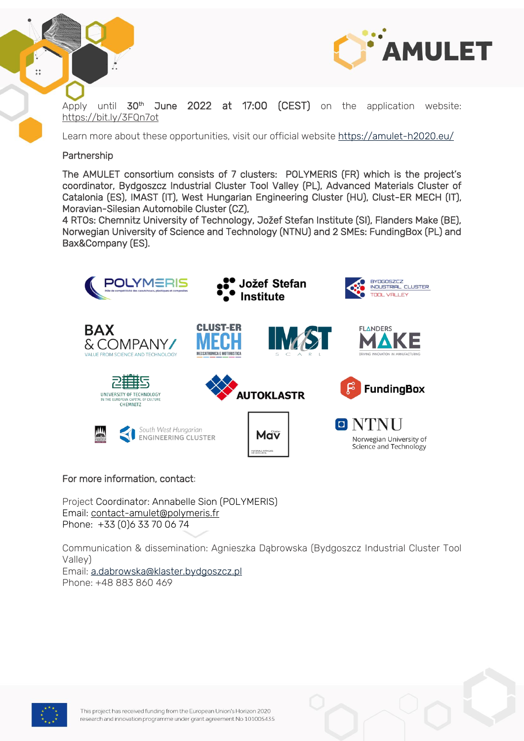Apply until 30th June 2022 at 17:00 (CEST) on the application website: https://bit.ly/3FQn7ot

Learn more about these opportunities, visit our official website https://amulet-h2020.eu/

## Partnership

The AMULET consortium consists of 7 clusters: POLYMERIS (FR) which is the project's coordinator, Bydgoszcz Industrial Cluster Tool Valley (PL), Advanced Materials Cluster of Catalonia (ES), IMAST (IT), West Hungarian Engineering Cluster (HU), Clust-ER MECH (IT), Moravian-Silesian Automobile Cluster (CZ),
4 RTOs: Chemnitz University of Technology, Jožef Stefan Institute (SI), Flanders Make (BE), Norwegian University of Science and Technology (NTNU) and 2 SMEs: FundingBox (PL) and Bax&Company (ES).

## For more information, contact:

Project Coordinator: Annabelle Sion (POLYMERIS)
Email: contact-amulet@polymeris.fr
Phone: +33 (0)6 33 70 06 74

Communication & dissemination: Agnieszka Dąbrowska (Bydgoszcz Industrial Cluster Tool Valley)
Email: a.dabrowska@klaster.bydgoszcz.pl
Phone: +48 883 860 469

This project has received funding from the European Union's Horizon 2020 research and innovation programme under grant agreement No 101005435